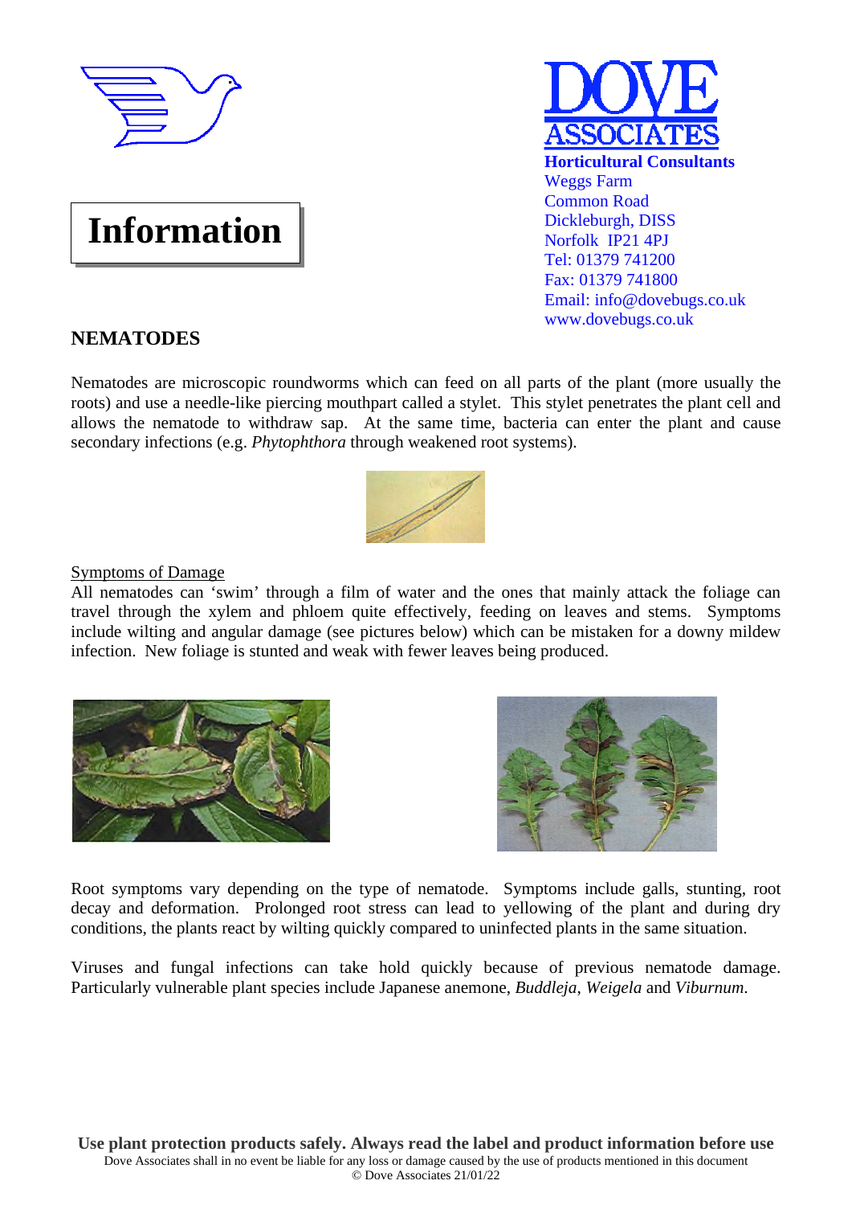**DOVE ASSOCIATES**

**Horticultural Consultants**
Weggs Farm
Common Road
Dickleburgh, DISS
Norfolk IP21 4PJ
Tel: 01379 741200
Fax: 01379 741800
Email: info@dovebugs.co.uk
www.dovebugs.co.uk

# Information

## NEMATODES

Nematodes are microscopic roundworms which can feed on all parts of the plant (more usually the roots) and use a needle-like piercing mouthpart called a stylet. This stylet penetrates the plant cell and allows the nematode to withdraw sap. At the same time, bacteria can enter the plant and cause secondary infections (e.g. *Phytophthora* through weakened root systems).

<u>Symptoms of Damage</u>

All nematodes can 'swim' through a film of water and the ones that mainly attack the foliage can travel through the xylem and phloem quite effectively, feeding on leaves and stems. Symptoms include wilting and angular damage (see pictures below) which can be mistaken for a downy mildew infection. New foliage is stunted and weak with fewer leaves being produced.

Root symptoms vary depending on the type of nematode. Symptoms include galls, stunting, root decay and deformation. Prolonged root stress can lead to yellowing of the plant and during dry conditions, the plants react by wilting quickly compared to uninfected plants in the same situation.

Viruses and fungal infections can take hold quickly because of previous nematode damage. Particularly vulnerable plant species include Japanese anemone, *Buddleja*, *Weigela* and *Viburnum*.

**Use plant protection products safely. Always read the label and product information before use**

Dove Associates shall in no event be liable for any loss or damage caused by the use of products mentioned in this document

© Dove Associates 21/01/22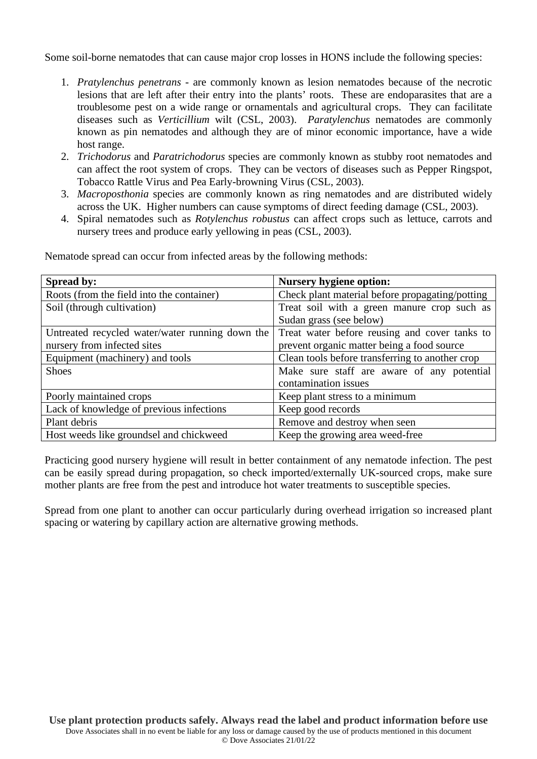Some soil-borne nematodes that can cause major crop losses in HONS include the following species:

1. *Pratylenchus penetrans* - are commonly known as lesion nematodes because of the necrotic lesions that are left after their entry into the plants' roots. These are endoparasites that are a troublesome pest on a wide range or ornamentals and agricultural crops. They can facilitate diseases such as *Verticillium* wilt (CSL, 2003). *Paratylenchus* nematodes are commonly known as pin nematodes and although they are of minor economic importance, have a wide host range.
2. *Trichodorus* and *Paratrichodorus* species are commonly known as stubby root nematodes and can affect the root system of crops. They can be vectors of diseases such as Pepper Ringspot, Tobacco Rattle Virus and Pea Early-browning Virus (CSL, 2003).
3. *Macroposthonia* species are commonly known as ring nematodes and are distributed widely across the UK. Higher numbers can cause symptoms of direct feeding damage (CSL, 2003).
4. Spiral nematodes such as *Rotylenchus robustus* can affect crops such as lettuce, carrots and nursery trees and produce early yellowing in peas (CSL, 2003).

Nematode spread can occur from infected areas by the following methods:

| **Spread by:** | **Nursery hygiene option:** |
|---|---|
| Roots (from the field into the container) | Check plant material before propagating/potting |
| Soil (through cultivation) | Treat soil with a green manure crop such as Sudan grass (see below) |
| Untreated recycled water/water running down the nursery from infected sites | Treat water before reusing and cover tanks to prevent organic matter being a food source |
| Equipment (machinery) and tools | Clean tools before transferring to another crop |
| Shoes | Make sure staff are aware of any potential contamination issues |
| Poorly maintained crops | Keep plant stress to a minimum |
| Lack of knowledge of previous infections | Keep good records |
| Plant debris | Remove and destroy when seen |
| Host weeds like groundsel and chickweed | Keep the growing area weed-free |

Practicing good nursery hygiene will result in better containment of any nematode infection. The pest can be easily spread during propagation, so check imported/externally UK-sourced crops, make sure mother plants are free from the pest and introduce hot water treatments to susceptible species.

Spread from one plant to another can occur particularly during overhead irrigation so increased plant spacing or watering by capillary action are alternative growing methods.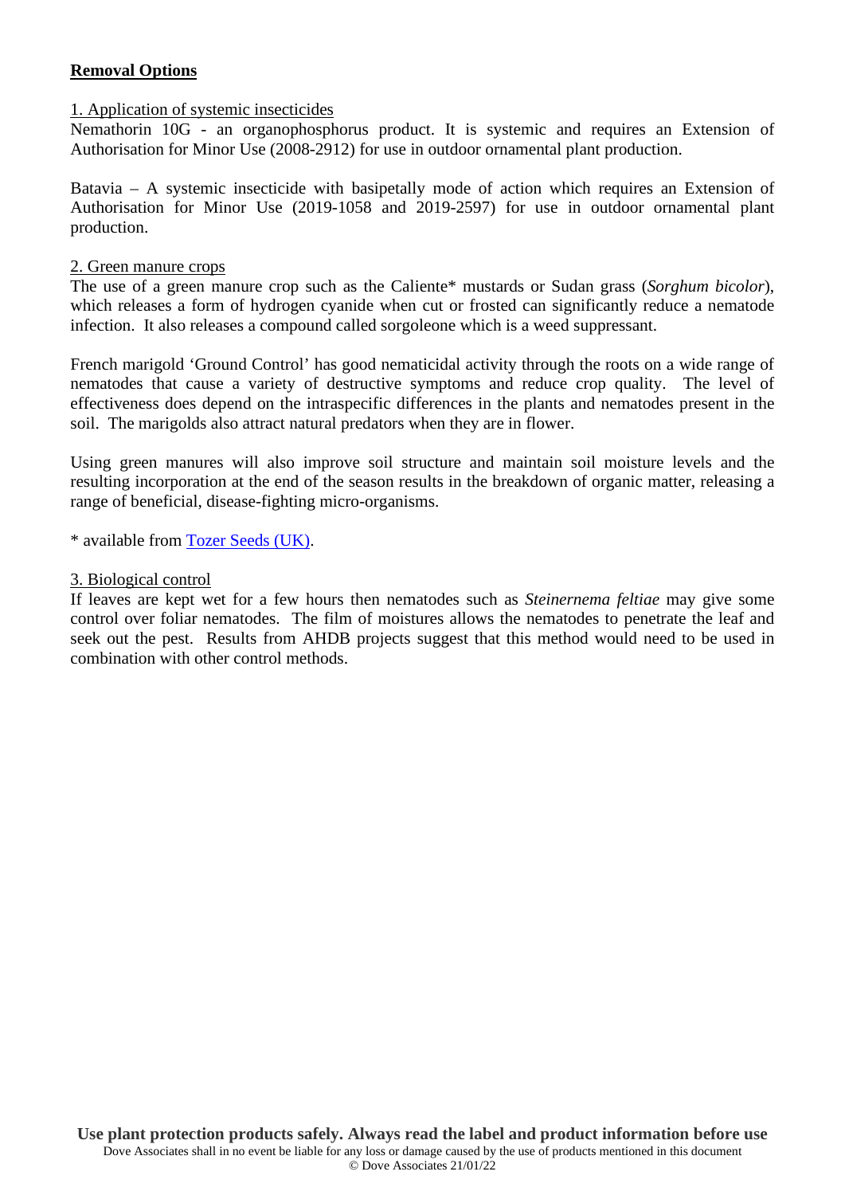**Removal Options**

1. Application of systemic insecticides

Nemathorin 10G - an organophosphorus product. It is systemic and requires an Extension of Authorisation for Minor Use (2008-2912) for use in outdoor ornamental plant production.

Batavia – A systemic insecticide with basipetally mode of action which requires an Extension of Authorisation for Minor Use (2019-1058 and 2019-2597) for use in outdoor ornamental plant production.

2. Green manure crops

The use of a green manure crop such as the Caliente* mustards or Sudan grass (*Sorghum bicolor*), which releases a form of hydrogen cyanide when cut or frosted can significantly reduce a nematode infection. It also releases a compound called sorgoleone which is a weed suppressant.

French marigold 'Ground Control' has good nematicidal activity through the roots on a wide range of nematodes that cause a variety of destructive symptoms and reduce crop quality. The level of effectiveness does depend on the intraspecific differences in the plants and nematodes present in the soil. The marigolds also attract natural predators when they are in flower.

Using green manures will also improve soil structure and maintain soil moisture levels and the resulting incorporation at the end of the season results in the breakdown of organic matter, releasing a range of beneficial, disease-fighting micro-organisms.

* available from Tozer Seeds (UK).

3. Biological control

If leaves are kept wet for a few hours then nematodes such as *Steinernema feltiae* may give some control over foliar nematodes. The film of moistures allows the nematodes to penetrate the leaf and seek out the pest. Results from AHDB projects suggest that this method would need to be used in combination with other control methods.

**Use plant protection products safely. Always read the label and product information before use**

Dove Associates shall in no event be liable for any loss or damage caused by the use of products mentioned in this document

© Dove Associates 21/01/22